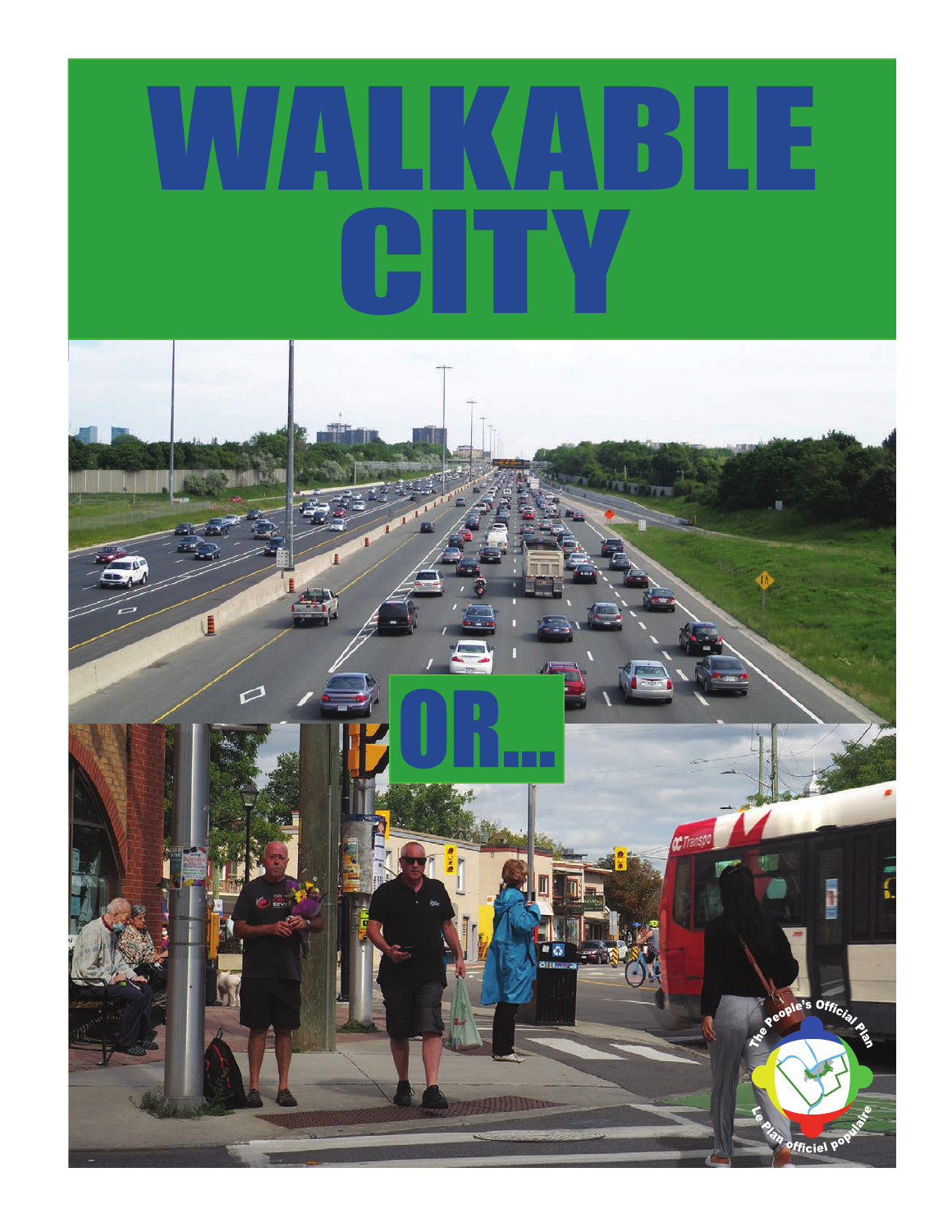# WALKABLE CITY

OR...

The People's Official Plan

Le Plan officiel populaire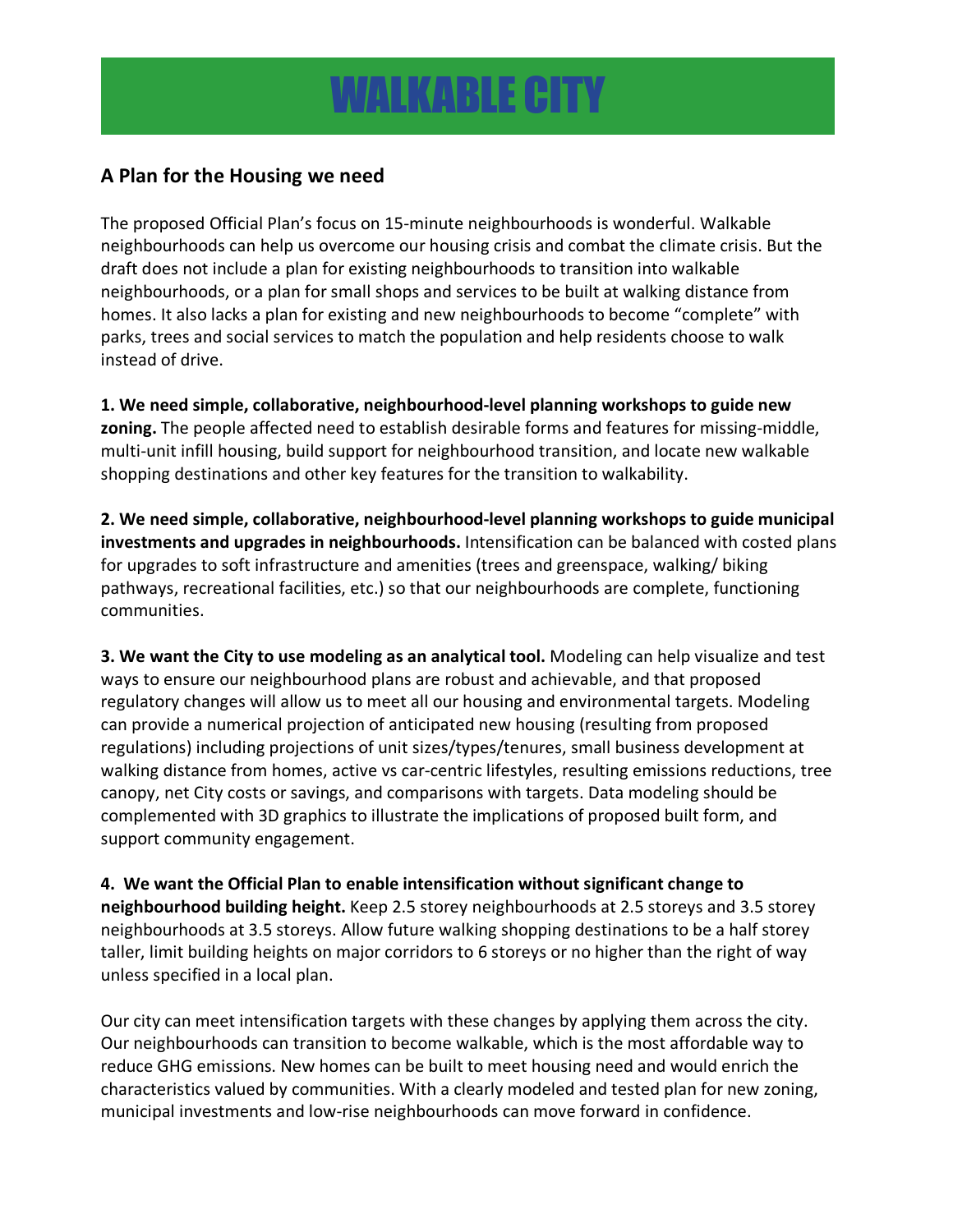# WALKABLE CITY

## A Plan for the Housing we need

The proposed Official Plan's focus on 15-minute neighbourhoods is wonderful. Walkable neighbourhoods can help us overcome our housing crisis and combat the climate crisis. But the draft does not include a plan for existing neighbourhoods to transition into walkable neighbourhoods, or a plan for small shops and services to be built at walking distance from homes. It also lacks a plan for existing and new neighbourhoods to become "complete" with parks, trees and social services to match the population and help residents choose to walk instead of drive.

**1. We need simple, collaborative, neighbourhood-level planning workshops to guide new zoning.** The people affected need to establish desirable forms and features for missing-middle, multi-unit infill housing, build support for neighbourhood transition, and locate new walkable shopping destinations and other key features for the transition to walkability.

**2. We need simple, collaborative, neighbourhood-level planning workshops to guide municipal investments and upgrades in neighbourhoods.** Intensification can be balanced with costed plans for upgrades to soft infrastructure and amenities (trees and greenspace, walking/ biking pathways, recreational facilities, etc.) so that our neighbourhoods are complete, functioning communities.

**3. We want the City to use modeling as an analytical tool.** Modeling can help visualize and test ways to ensure our neighbourhood plans are robust and achievable, and that proposed regulatory changes will allow us to meet all our housing and environmental targets. Modeling can provide a numerical projection of anticipated new housing (resulting from proposed regulations) including projections of unit sizes/types/tenures, small business development at walking distance from homes, active vs car-centric lifestyles, resulting emissions reductions, tree canopy, net City costs or savings, and comparisons with targets. Data modeling should be complemented with 3D graphics to illustrate the implications of proposed built form, and support community engagement.

**4. We want the Official Plan to enable intensification without significant change to neighbourhood building height.** Keep 2.5 storey neighbourhoods at 2.5 storeys and 3.5 storey neighbourhoods at 3.5 storeys. Allow future walking shopping destinations to be a half storey taller, limit building heights on major corridors to 6 storeys or no higher than the right of way unless specified in a local plan.

Our city can meet intensification targets with these changes by applying them across the city. Our neighbourhoods can transition to become walkable, which is the most affordable way to reduce GHG emissions. New homes can be built to meet housing need and would enrich the characteristics valued by communities. With a clearly modeled and tested plan for new zoning, municipal investments and low-rise neighbourhoods can move forward in confidence.